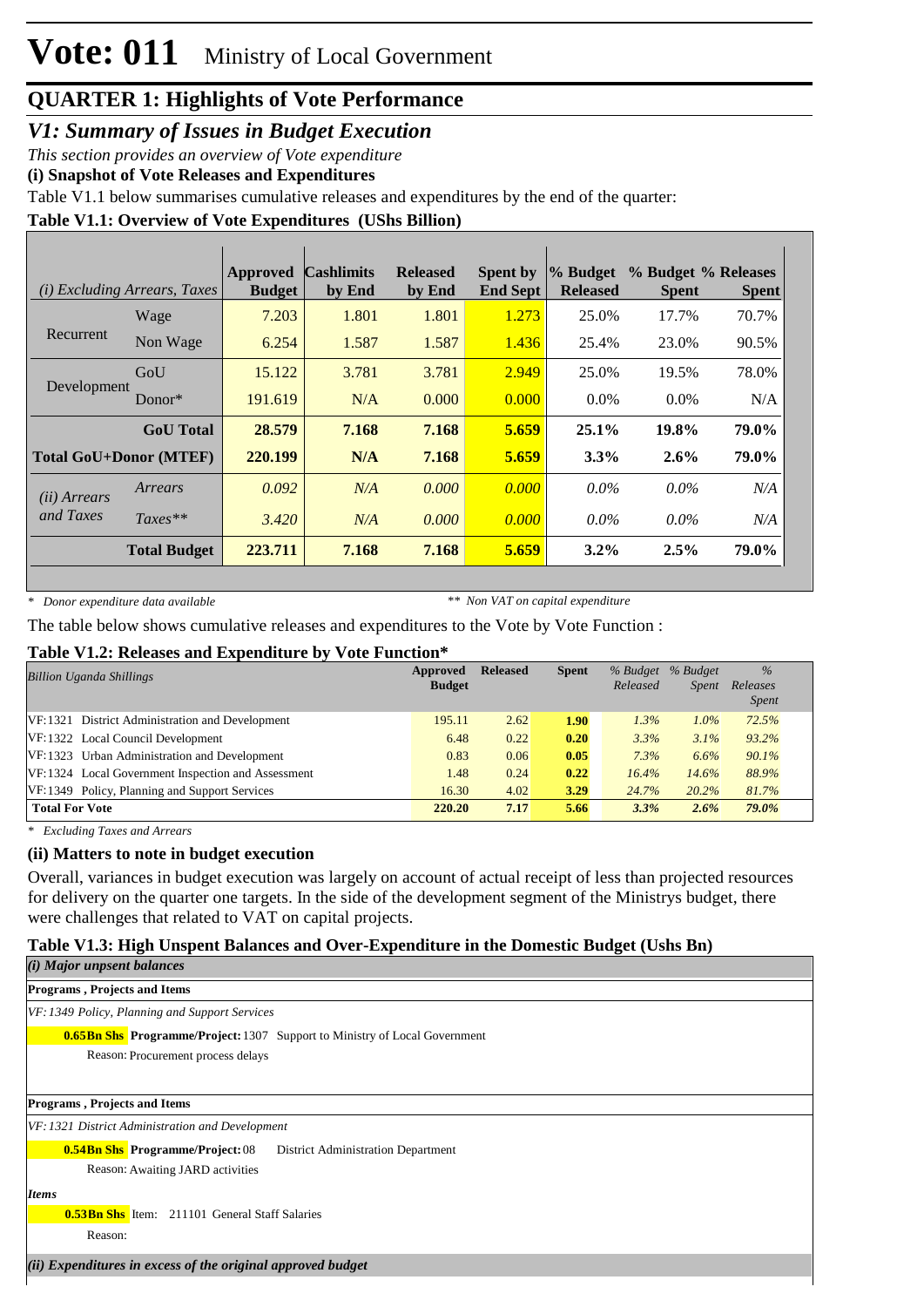# Vote: 011 Ministry of Local Government

## QUARTER 1: Highlights of Vote Performance

### *V1: Summary of Issues in Budget Execution*

*This section provides an overview of Vote expenditure*

**(i) Snapshot of Vote Releases and Expenditures**

Table V1.1 below summarises cumulative releases and expenditures by the end of the quarter:

**Table V1.1: Overview of Vote Expenditures (UShs Billion)**

| *(i) Excluding Arrears, Taxes* | | Approved Budget | Cashlimits by End | Released by End | Spent by End Sept | % Budget Released | % Budget Spent | % Releases Spent |
|---|---|---|---|---|---|---|---|---|
| Recurrent | Wage | 7.203 | 1.801 | 1.801 | 1.273 | 25.0% | 17.7% | 70.7% |
| | Non Wage | 6.254 | 1.587 | 1.587 | 1.436 | 25.4% | 23.0% | 90.5% |
| Development | GoU | 15.122 | 3.781 | 3.781 | 2.949 | 25.0% | 19.5% | 78.0% |
| | Donor* | 191.619 | N/A | 0.000 | 0.000 | 0.0% | 0.0% | N/A |
| | **GoU Total** | **28.579** | **7.168** | **7.168** | **5.659** | **25.1%** | **19.8%** | **79.0%** |
| **Total GoU+Donor (MTEF)** | | **220.199** | **N/A** | **7.168** | **5.659** | **3.3%** | **2.6%** | **79.0%** |
| *(ii) Arrears and Taxes* | *Arrears* | *0.092* | *N/A* | *0.000* | *0.000* | *0.0%* | *0.0%* | *N/A* |
| | *Taxes*** | *3.420* | *N/A* | *0.000* | *0.000* | *0.0%* | *0.0%* | *N/A* |
| | **Total Budget** | **223.711** | **7.168** | **7.168** | **5.659** | **3.2%** | **2.5%** | **79.0%** |

*\* Donor expenditure data available* &nbsp;&nbsp;&nbsp;&nbsp; *\*\* Non VAT on capital expenditure*

The table below shows cumulative releases and expenditures to the Vote by Vote Function :

**Table V1.2: Releases and Expenditure by Vote Function***

| *Billion Uganda Shillings* | Approved Budget | Released | Spent | *% Budget Released* | *% Budget Spent* | *% Releases Spent* |
|---|---|---|---|---|---|---|
| VF:1321 District Administration and Development | 195.11 | 2.62 | **1.90** | *1.3%* | *1.0%* | *72.5%* |
| VF:1322 Local Council Development | 6.48 | 0.22 | **0.20** | *3.3%* | *3.1%* | *93.2%* |
| VF:1323 Urban Administration and Development | 0.83 | 0.06 | **0.05** | *7.3%* | *6.6%* | *90.1%* |
| VF:1324 Local Government Inspection and Assessment | 1.48 | 0.24 | **0.22** | *16.4%* | *14.6%* | *88.9%* |
| VF:1349 Policy, Planning and Support Services | 16.30 | 4.02 | **3.29** | *24.7%* | *20.2%* | *81.7%* |
| **Total For Vote** | **220.20** | **7.17** | **5.66** | ***3.3%*** | ***2.6%*** | ***79.0%*** |

*\* Excluding Taxes and Arrears*

**(ii) Matters to note in budget execution**

Overall, variances in budget execution was largely on account of actual receipt of less than projected resources for delivery on the quarter one targets. In the side of the development segment of the Ministrys budget, there were challenges that related to VAT on capital projects.

**Table V1.3: High Unspent Balances and Over-Expenditure in the Domestic Budget (Ushs Bn)**

***(i) Major unpsent balances***

**Programs , Projects and Items**

*VF:1349 Policy, Planning and Support Services*

**0.65Bn Shs** **Programme/Project:** 1307 Support to Ministry of Local Government

Reason: Procurement process delays

**Programs , Projects and Items**

*VF:1321 District Administration and Development*

**0.54Bn Shs** **Programme/Project:** 08 District Administration Department

Reason: Awaiting JARD activities

***Items***

**0.53Bn Shs** Item: 211101 General Staff Salaries

Reason:

***(ii) Expenditures in excess of the original approved budget***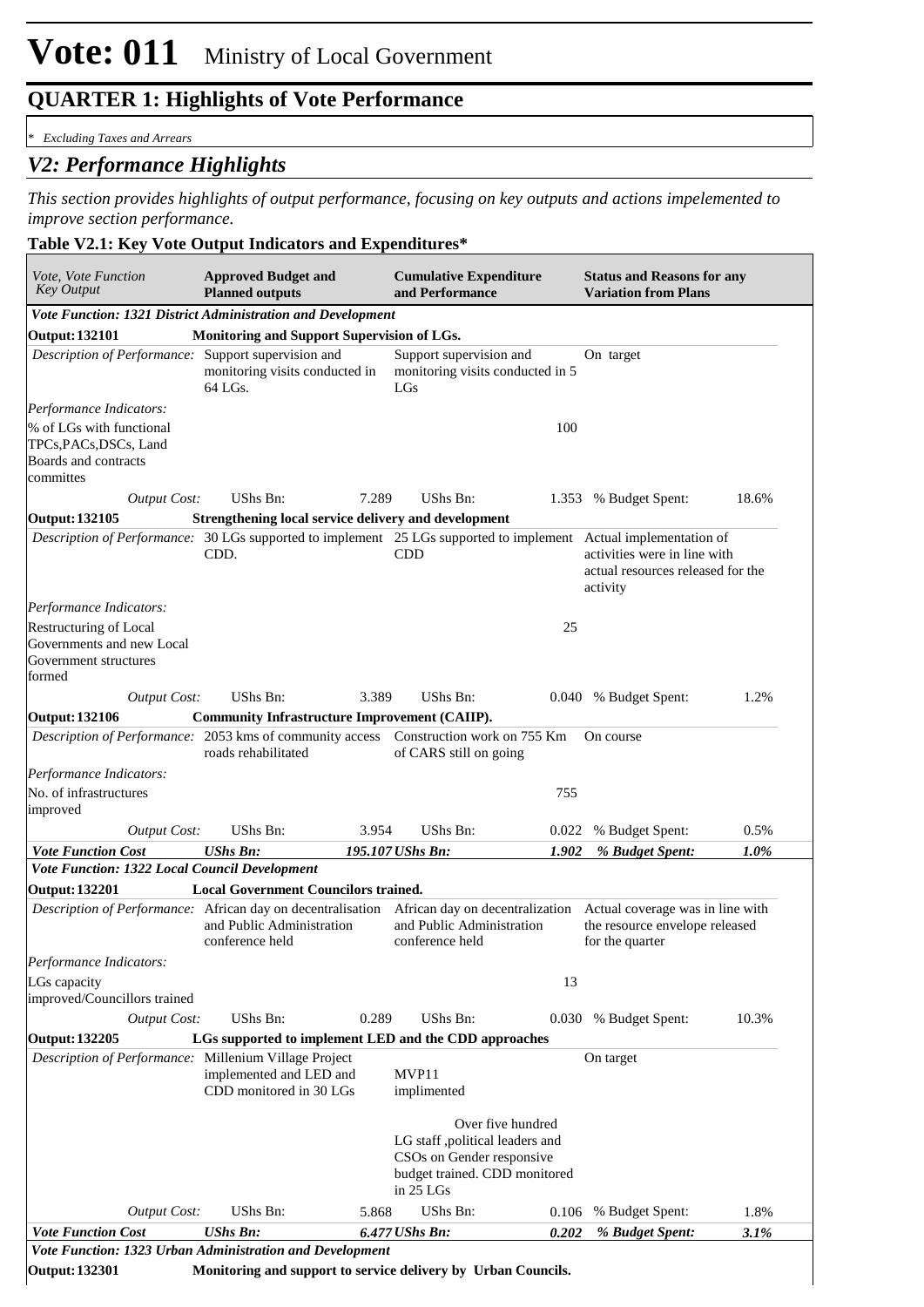# Vote: 011 Ministry of Local Government

## QUARTER 1: Highlights of Vote Performance

*\* Excluding Taxes and Arrears*

## *V2: Performance Highlights*

*This section provides highlights of output performance, focusing on key outputs and actions impelemented to improve section performance.*

**Table V2.1: Key Vote Output Indicators and Expenditures\***

| *Vote, Vote Function Key Output* | **Approved Budget and Planned outputs** | | **Cumulative Expenditure and Performance** | | **Status and Reasons for any Variation from Plans** | |
|---|---|---|---|---|---|---|
| ***Vote Function: 1321 District Administration and Development*** | | | | | | |
| **Output: 132101** | **Monitoring and Support Supervision of LGs.** | | | | | |
| *Description of Performance:* | Support supervision and monitoring visits conducted in 64 LGs. | | Support supervision and monitoring visits conducted in 5 LGs | | On target | |
| *Performance Indicators:* | | | | | | |
| % of LGs with functional TPCs,PACs,DSCs, Land Boards and contracts committes | | | | 100 | | |
| *Output Cost:* | UShs Bn: | 7.289 | UShs Bn: | 1.353 | % Budget Spent: | 18.6% |
| **Output: 132105** | **Strengthening local service delivery and development** | | | | | |
| *Description of Performance:* | 30 LGs supported to implement CDD. | | 25 LGs supported to implement CDD | | Actual implementation of activities were in line with actual resources released for the activity | |
| *Performance Indicators:* | | | | | | |
| Restructuring of Local Governments and new Local Government structures formed | | | | 25 | | |
| *Output Cost:* | UShs Bn: | 3.389 | UShs Bn: | 0.040 | % Budget Spent: | 1.2% |
| **Output: 132106** | **Community Infrastructure Improvement (CAIIP).** | | | | | |
| *Description of Performance:* | 2053 kms of community access roads rehabilitated | | Construction work on 755 Km of CARS still on going | | On course | |
| *Performance Indicators:* | | | | | | |
| No. of infrastructures improved | | | | 755 | | |
| *Output Cost:* | UShs Bn: | 3.954 | UShs Bn: | 0.022 | % Budget Spent: | 0.5% |
| ***Vote Function Cost*** | ***UShs Bn:*** | ***195.107*** | ***UShs Bn:*** | ***1.902*** | ***% Budget Spent:*** | ***1.0%*** |
| ***Vote Function: 1322 Local Council Development*** | | | | | | |
| **Output: 132201** | **Local Government Councilors trained.** | | | | | |
| *Description of Performance:* | African day on decentralisation and Public Administration conference held | | African day on decentralization and Public Administration conference held | | Actual coverage was in line with the resource envelope released for the quarter | |
| *Performance Indicators:* | | | | | | |
| LGs capacity improved/Councillors trained | | | | 13 | | |
| *Output Cost:* | UShs Bn: | 0.289 | UShs Bn: | 0.030 | % Budget Spent: | 10.3% |
| **Output: 132205** | **LGs supported to implement LED and the CDD approaches** | | | | | |
| *Description of Performance:* | Millenium Village Project implemented and LED and CDD monitored in 30 LGs | | MVP11 implimented<br><br>Over five hundred LG staff ,political leaders and CSOs on Gender responsive budget trained. CDD monitored in 25 LGs | | On target | |
| *Output Cost:* | UShs Bn: | 5.868 | UShs Bn: | 0.106 | % Budget Spent: | 1.8% |
| ***Vote Function Cost*** | ***UShs Bn:*** | ***6.477*** | ***UShs Bn:*** | ***0.202*** | ***% Budget Spent:*** | ***3.1%*** |
| ***Vote Function: 1323 Urban Administration and Development*** | | | | | | |
| **Output: 132301** | **Monitoring and support to service delivery by Urban Councils.** | | | | | |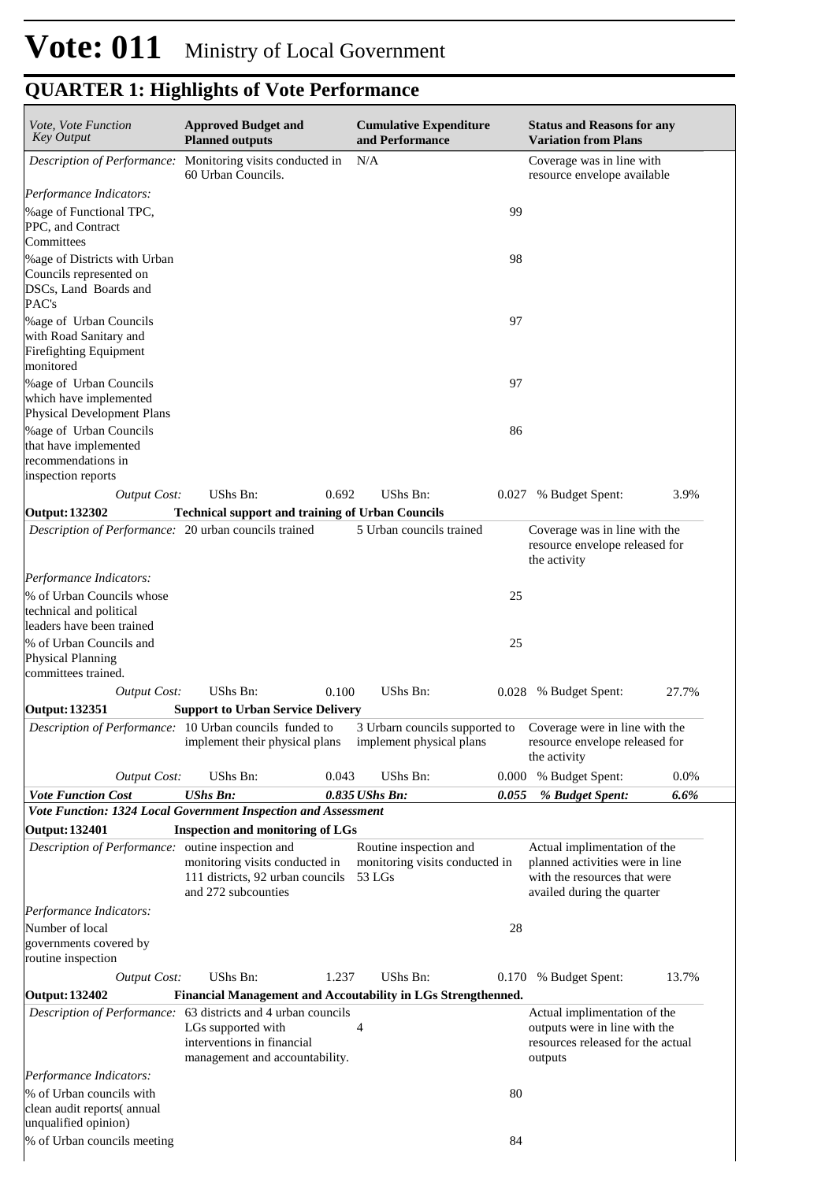# Vote: 011 Ministry of Local Government

## QUARTER 1: Highlights of Vote Performance

| *Vote, Vote Function Key Output* | **Approved Budget and Planned outputs** | | **Cumulative Expenditure and Performance** | | **Status and Reasons for any Variation from Plans** | |
|---|---|---|---|---|---|---|
| *Description of Performance:* | Monitoring visits conducted in 60 Urban Councils. | | N/A | | Coverage was in line with resource envelope available | |
| *Performance Indicators:* | | | | | | |
| %age of Functional TPC, PPC, and Contract Committees | | | | 99 | | |
| %age of Districts with Urban Councils represented on DSCs, Land Boards and PAC's | | | | 98 | | |
| %age of Urban Councils with Road Sanitary and Firefighting Equipment monitored | | | | 97 | | |
| %age of Urban Councils which have implemented Physical Development Plans | | | | 97 | | |
| %age of Urban Councils that have implemented recommendations in inspection reports | | | | 86 | | |
| *Output Cost:* | UShs Bn: | 0.692 | UShs Bn: | 0.027 | % Budget Spent: | 3.9% |
| **Output: 132302** | **Technical support and training of Urban Councils** | | | | | |
| *Description of Performance:* | 20 urban councils trained | | 5 Urban councils trained | | Coverage was in line with the resource envelope released for the activity | |
| *Performance Indicators:* | | | | | | |
| % of Urban Councils whose technical and political leaders have been trained | | | | 25 | | |
| % of Urban Councils and Physical Planning committees trained. | | | | 25 | | |
| *Output Cost:* | UShs Bn: | 0.100 | UShs Bn: | 0.028 | % Budget Spent: | 27.7% |
| **Output: 132351** | **Support to Urban Service Delivery** | | | | | |
| *Description of Performance:* | 10 Urban councils funded to implement their physical plans | | 3 Urbarn councils supported to implement physical plans | | Coverage were in line with the resource envelope released for the activity | |
| *Output Cost:* | UShs Bn: | 0.043 | UShs Bn: | 0.000 | % Budget Spent: | 0.0% |
| ***Vote Function Cost*** | ***UShs Bn:*** | ***0.835*** | ***UShs Bn:*** | ***0.055*** | ***% Budget Spent:*** | ***6.6%*** |
| ***Vote Function: 1324 Local Government Inspection and Assessment*** | | | | | | |
| **Output: 132401** | **Inspection and monitoring of LGs** | | | | | |
| *Description of Performance:* | outine inspection and monitoring visits conducted in 111 districts, 92 urban councils and 272 subcounties | | Routine inspection and monitoring visits conducted in 53 LGs | | Actual implimentation of the planned activities were in line with the resources that were availed during the quarter | |
| *Performance Indicators:* | | | | | | |
| Number of local governments covered by routine inspection | | | | 28 | | |
| *Output Cost:* | UShs Bn: | 1.237 | UShs Bn: | 0.170 | % Budget Spent: | 13.7% |
| **Output: 132402** | **Financial Management and Accoutability in LGs Strengthenned.** | | | | | |
| *Description of Performance:* | 63 districts and 4 urban councils LGs supported with interventions in financial management and accountability. | | 4 | | Actual implimentation of the outputs were in line with the resources released for the actual outputs | |
| *Performance Indicators:* | | | | | | |
| % of Urban councils with clean audit reports( annual unqualified opinion) | | | | 80 | | |
| % of Urban councils meeting | | | | 84 | | |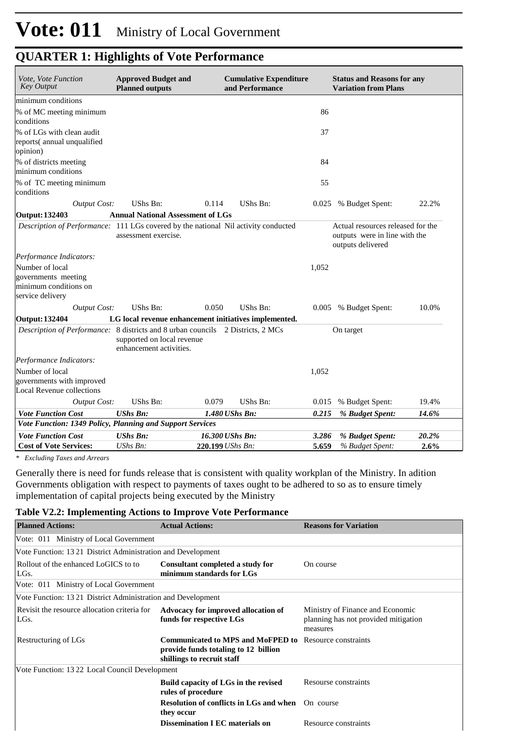# Vote: 011 Ministry of Local Government

## QUARTER 1: Highlights of Vote Performance

| *Vote, Vote Function Key Output* | **Approved Budget and Planned outputs** | | **Cumulative Expenditure and Performance** | | **Status and Reasons for any Variation from Plans** | |
|---|---|---|---|---|---|---|
| minimum conditions | | | | | | |
| % of MC meeting minimum conditions | | | | 86 | | |
| % of LGs with clean audit reports( annual unqualified opinion) | | | | 37 | | |
| % of districts meeting minimum conditions | | | | 84 | | |
| % of TC meeting minimum conditions | | | | 55 | | |
| *Output Cost:* | UShs Bn: | 0.114 | UShs Bn: | 0.025 | % Budget Spent: | 22.2% |
| **Output: 132403** | **Annual National Assessment of LGs** | | | | | |
| *Description of Performance:* | 111 LGs covered by the national assessment exercise. | | Nil activity conducted | | Actual resources released for the outputs were in line with the outputs delivered | |
| *Performance Indicators:* | | | | | | |
| Number of local governments meeting minimum conditions on service delivery | | | | 1,052 | | |
| *Output Cost:* | UShs Bn: | 0.050 | UShs Bn: | 0.005 | % Budget Spent: | 10.0% |
| **Output: 132404** | **LG local revenue enhancement initiatives implemented.** | | | | | |
| *Description of Performance:* | 8 districts and 8 urban councils supported on local revenue enhancement activities. | | 2 Districts, 2 MCs | | On target | |
| *Performance Indicators:* | | | | | | |
| Number of local governments with improved Local Revenue collections | | | | 1,052 | | |
| *Output Cost:* | UShs Bn: | 0.079 | UShs Bn: | 0.015 | % Budget Spent: | 19.4% |
| ***Vote Function Cost*** | ***UShs Bn:*** | ***1.480*** | ***UShs Bn:*** | ***0.215*** | ***% Budget Spent:*** | ***14.6%*** |
| ***Vote Function: 1349 Policy, Planning and Support Services*** | | | | | | |
| ***Vote Function Cost*** | ***UShs Bn:*** | ***16.300*** | ***UShs Bn:*** | ***3.286*** | ***% Budget Spent:*** | ***20.2%*** |
| **Cost of Vote Services:** | *UShs Bn:* | **220.199** | *UShs Bn:* | **5.659** | *% Budget Spent:* | **2.6%** |

*\* Excluding Taxes and Arrears*

Generally there is need for funds release that is consistent with quality workplan of the Ministry. In adition Governments obligation with respect to payments of taxes ought to be adhered to so as to ensure timely implementation of capital projects being executed by the Ministry

### Table V2.2: Implementing Actions to Improve Vote Performance

| **Planned Actions:** | **Actual Actions:** | **Reasons for Variation** |
|---|---|---|
| Vote: 011 Ministry of Local Government | | |
| Vote Function: 13 21 District Administration and Development | | |
| Rollout of the enhanced LoGICS to to LGs. | **Consultant completed a study for minimum standards for LGs** | On course |
| Vote: 011 Ministry of Local Government | | |
| Vote Function: 13 21 District Administration and Development | | |
| Revisit the resource allocation criteria for LGs. | **Advocacy for improved allocation of funds for respective LGs** | Ministry of Finance and Economic planning has not provided mitigation measures |
| Restructuring of LGs | **Communicated to MPS and MoFPED to provide funds totaling to 12 billion shillings to recruit staff** | Resource constraints |
| Vote Function: 13 22 Local Council Development | | |
| | **Build capacity of LGs in the revised rules of procedure** | Resourse constraints |
| | **Resolution of conflicts in LGs and when they occur** | On course |
| | **Dissemination I EC materials on** | Resource constraints |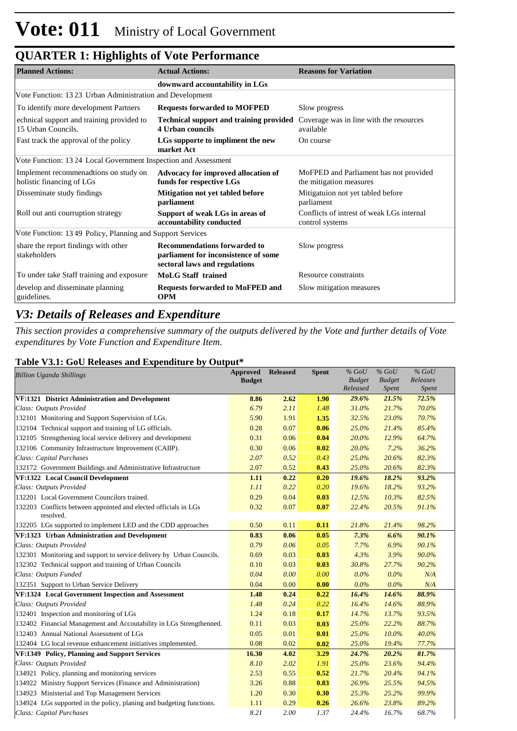# Vote: 011 Ministry of Local Government

## QUARTER 1: Highlights of Vote Performance

| Planned Actions: | Actual Actions: | Reasons for Variation |
|---|---|---|
| | **downward accountability in LGs** | |
| Vote Function: 13 23 Urban Administration and Development | | |
| To identify more development Partners | **Requests forwarded to MOFPED** | Slow progress |
| echnical support and training provided to 15 Urban Councils. | **Technical support and training provided 4 Urban councils** | Coverage was in line with the resources available |
| Fast track the approval of the policy | **LGs supporte to impliment the new market Act** | On course |
| Vote Function: 13 24 Local Government Inspection and Assessment | | |
| Implement recommenadtions on study on holistic financing of LGs | **Advocacy for improved allocation of funds for respective LGs** | MoFPED and Parliament has not provided the mitigation measures |
| Disseminate study findings | **Mitigation not yet tabled before parliament** | Mitigatuion not yet tabled before parliament |
| Roll out anti courruption strategy | **Support of weak LGs in areas of accountability conducted** | Conflicts of intrest of weak LGs internal control systems |
| Vote Function: 13 49 Policy, Planning and Support Services | | |
| share the report findings with other stakeholders | **Recommendations forwarded to parliament for inconsistence of some sectoral laws and regulations** | Slow progress |
| To under take Staff training and exposure | **MoLG Staff trained** | Resource constraints |
| develop and disseminate planning guidelines. | **Requests forwarded to MoFPED and OPM** | Slow mitigation measures |

## *V3: Details of Releases and Expenditure*

*This section provides a comprehensive summary of the outputs delivered by the Vote and further details of Vote expenditures by Vote Function and Expenditure Item.*

### Table V3.1: GoU Releases and Expenditure by Output*

| *Billion Uganda Shillings* | Approved Budget | Released | Spent | *% GoU Budget Released* | *% GoU Budget Spent* | *% GoU Releases Spent* |
|---|---|---|---|---|---|---|
| **VF:1321 District Administration and Development** | **8.86** | **2.62** | **1.90** | ***29.6%*** | ***21.5%*** | ***72.5%*** |
| *Class: Outputs Provided* | *6.79* | *2.11* | *1.48* | *31.0%* | *21.7%* | *70.0%* |
| 132101 Monitoring and Support Supervision of LGs. | 5.90 | 1.91 | **1.35** | *32.5%* | *23.0%* | *70.7%* |
| 132104 Technical support and training of LG officials. | 0.28 | 0.07 | **0.06** | *25.0%* | *21.4%* | *85.4%* |
| 132105 Strengthening local service delivery and development | 0.31 | 0.06 | **0.04** | *20.0%* | *12.9%* | *64.7%* |
| 132106 Community Infrastructure Improvement (CAIIP). | 0.30 | 0.06 | **0.02** | *20.0%* | *7.2%* | *36.2%* |
| *Class: Capital Purchases* | *2.07* | *0.52* | *0.43* | *25.0%* | *20.6%* | *82.3%* |
| 132172 Government Buildings and Administrative Infrastructure | 2.07 | 0.52 | **0.43** | *25.0%* | *20.6%* | *82.3%* |
| **VF:1322 Local Council Development** | **1.11** | **0.22** | **0.20** | ***19.6%*** | ***18.2%*** | ***93.2%*** |
| *Class: Outputs Provided* | *1.11* | *0.22* | *0.20* | *19.6%* | *18.2%* | *93.2%* |
| 132201 Local Government Councilors trained. | 0.29 | 0.04 | **0.03** | *12.5%* | *10.3%* | *82.5%* |
| 132203 Conflicts between appointed and elected officials in LGs resolved. | 0.32 | 0.07 | **0.07** | *22.4%* | *20.5%* | *91.1%* |
| 132205 LGs supported to implement LED and the CDD approaches | 0.50 | 0.11 | **0.11** | *21.8%* | *21.4%* | *98.2%* |
| **VF:1323 Urban Administration and Development** | **0.83** | **0.06** | **0.05** | ***7.3%*** | ***6.6%*** | ***90.1%*** |
| *Class: Outputs Provided* | *0.79* | *0.06* | *0.05* | *7.7%* | *6.9%* | *90.1%* |
| 132301 Monitoring and support to service delivery by Urban Councils. | 0.69 | 0.03 | **0.03** | *4.3%* | *3.9%* | *90.0%* |
| 132302 Technical support and training of Urban Councils | 0.10 | 0.03 | **0.03** | *30.8%* | *27.7%* | *90.2%* |
| *Class: Outputs Funded* | *0.04* | *0.00* | *0.00* | *0.0%* | *0.0%* | *N/A* |
| 132351 Support to Urban Service Delivery | 0.04 | 0.00 | **0.00** | *0.0%* | *0.0%* | *N/A* |
| **VF:1324 Local Government Inspection and Assessment** | **1.48** | **0.24** | **0.22** | ***16.4%*** | ***14.6%*** | ***88.9%*** |
| *Class: Outputs Provided* | *1.48* | *0.24* | *0.22* | *16.4%* | *14.6%* | *88.9%* |
| 132401 Inspection and monitoring of LGs | 1.24 | 0.18 | **0.17** | *14.7%* | *13.7%* | *93.5%* |
| 132402 Financial Management and Accoutability in LGs Strengthenned. | 0.11 | 0.03 | **0.03** | *25.0%* | *22.2%* | *88.7%* |
| 132403 Annual National Assessment of LGs | 0.05 | 0.01 | **0.01** | *25.0%* | *10.0%* | *40.0%* |
| 132404 LG local revenue enhancement initiatives implemented. | 0.08 | 0.02 | **0.02** | *25.0%* | *19.4%* | *77.7%* |
| **VF:1349 Policy, Planning and Support Services** | **16.30** | **4.02** | **3.29** | ***24.7%*** | ***20.2%*** | ***81.7%*** |
| *Class: Outputs Provided* | *8.10* | *2.02* | *1.91* | *25.0%* | *23.6%* | *94.4%* |
| 134921 Policy, planning and monitoring services | 2.53 | 0.55 | **0.52** | *21.7%* | *20.4%* | *94.1%* |
| 134922 Ministry Support Services (Finance and Administration) | 3.26 | 0.88 | **0.83** | *26.9%* | *25.5%* | *94.5%* |
| 134923 Ministerial and Top Management Services | 1.20 | 0.30 | **0.30** | *25.3%* | *25.2%* | *99.9%* |
| 134924 LGs supported in the policy, planing and budgeting functions. | 1.11 | 0.29 | **0.26** | *26.6%* | *23.8%* | *89.2%* |
| *Class: Capital Purchases* | *8.21* | *2.00* | *1.37* | *24.4%* | *16.7%* | *68.7%* |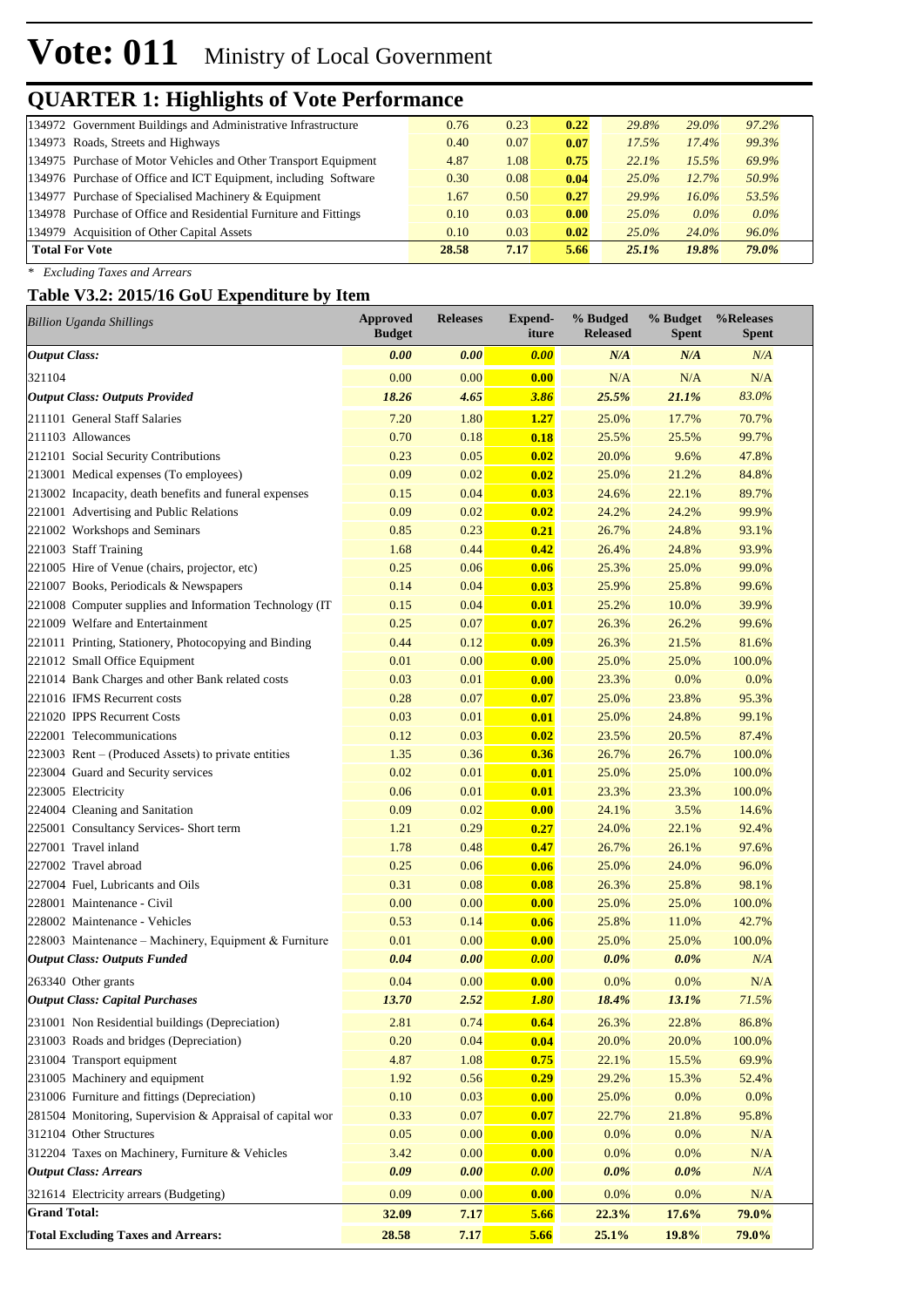# Vote: 011 Ministry of Local Government

## QUARTER 1: Highlights of Vote Performance

| | | | | | | |
|---|---|---|---|---|---|---|
| 134972 Government Buildings and Administrative Infrastructure | 0.76 | 0.23 | **0.22** | *29.8%* | *29.0%* | *97.2%* |
| 134973 Roads, Streets and Highways | 0.40 | 0.07 | **0.07** | *17.5%* | *17.4%* | *99.3%* |
| 134975 Purchase of Motor Vehicles and Other Transport Equipment | 4.87 | 1.08 | **0.75** | *22.1%* | *15.5%* | *69.9%* |
| 134976 Purchase of Office and ICT Equipment, including Software | 0.30 | 0.08 | **0.04** | *25.0%* | *12.7%* | *50.9%* |
| 134977 Purchase of Specialised Machinery & Equipment | 1.67 | 0.50 | **0.27** | *29.9%* | *16.0%* | *53.5%* |
| 134978 Purchase of Office and Residential Furniture and Fittings | 0.10 | 0.03 | **0.00** | *25.0%* | *0.0%* | *0.0%* |
| 134979 Acquisition of Other Capital Assets | 0.10 | 0.03 | **0.02** | *25.0%* | *24.0%* | *96.0%* |
| **Total For Vote** | **28.58** | **7.17** | **5.66** | ***25.1%*** | ***19.8%*** | ***79.0%*** |

*\* Excluding Taxes and Arrears*

### Table V3.2: 2015/16 GoU Expenditure by Item

| *Billion Uganda Shillings* | Approved Budget | Releases | Expend-iture | % Budged Released | % Budget Spent | %Releases Spent |
|---|---|---|---|---|---|---|
| ***Output Class:*** | ***0.00*** | ***0.00*** | ***0.00*** | *N/A* | *N/A* | *N/A* |
| 321104 | 0.00 | 0.00 | **0.00** | N/A | N/A | N/A |
| ***Output Class: Outputs Provided*** | ***18.26*** | ***4.65*** | ***3.86*** | ***25.5%*** | ***21.1%*** | *83.0%* |
| 211101 General Staff Salaries | 7.20 | 1.80 | **1.27** | 25.0% | 17.7% | 70.7% |
| 211103 Allowances | 0.70 | 0.18 | **0.18** | 25.5% | 25.5% | 99.7% |
| 212101 Social Security Contributions | 0.23 | 0.05 | **0.02** | 20.0% | 9.6% | 47.8% |
| 213001 Medical expenses (To employees) | 0.09 | 0.02 | **0.02** | 25.0% | 21.2% | 84.8% |
| 213002 Incapacity, death benefits and funeral expenses | 0.15 | 0.04 | **0.03** | 24.6% | 22.1% | 89.7% |
| 221001 Advertising and Public Relations | 0.09 | 0.02 | **0.02** | 24.2% | 24.2% | 99.9% |
| 221002 Workshops and Seminars | 0.85 | 0.23 | **0.21** | 26.7% | 24.8% | 93.1% |
| 221003 Staff Training | 1.68 | 0.44 | **0.42** | 26.4% | 24.8% | 93.9% |
| 221005 Hire of Venue (chairs, projector, etc) | 0.25 | 0.06 | **0.06** | 25.3% | 25.0% | 99.0% |
| 221007 Books, Periodicals & Newspapers | 0.14 | 0.04 | **0.03** | 25.9% | 25.8% | 99.6% |
| 221008 Computer supplies and Information Technology (IT | 0.15 | 0.04 | **0.01** | 25.2% | 10.0% | 39.9% |
| 221009 Welfare and Entertainment | 0.25 | 0.07 | **0.07** | 26.3% | 26.2% | 99.6% |
| 221011 Printing, Stationery, Photocopying and Binding | 0.44 | 0.12 | **0.09** | 26.3% | 21.5% | 81.6% |
| 221012 Small Office Equipment | 0.01 | 0.00 | **0.00** | 25.0% | 25.0% | 100.0% |
| 221014 Bank Charges and other Bank related costs | 0.03 | 0.01 | **0.00** | 23.3% | 0.0% | 0.0% |
| 221016 IFMS Recurrent costs | 0.28 | 0.07 | **0.07** | 25.0% | 23.8% | 95.3% |
| 221020 IPPS Recurrent Costs | 0.03 | 0.01 | **0.01** | 25.0% | 24.8% | 99.1% |
| 222001 Telecommunications | 0.12 | 0.03 | **0.02** | 23.5% | 20.5% | 87.4% |
| 223003 Rent – (Produced Assets) to private entities | 1.35 | 0.36 | **0.36** | 26.7% | 26.7% | 100.0% |
| 223004 Guard and Security services | 0.02 | 0.01 | **0.01** | 25.0% | 25.0% | 100.0% |
| 223005 Electricity | 0.06 | 0.01 | **0.01** | 23.3% | 23.3% | 100.0% |
| 224004 Cleaning and Sanitation | 0.09 | 0.02 | **0.00** | 24.1% | 3.5% | 14.6% |
| 225001 Consultancy Services- Short term | 1.21 | 0.29 | **0.27** | 24.0% | 22.1% | 92.4% |
| 227001 Travel inland | 1.78 | 0.48 | **0.47** | 26.7% | 26.1% | 97.6% |
| 227002 Travel abroad | 0.25 | 0.06 | **0.06** | 25.0% | 24.0% | 96.0% |
| 227004 Fuel, Lubricants and Oils | 0.31 | 0.08 | **0.08** | 26.3% | 25.8% | 98.1% |
| 228001 Maintenance - Civil | 0.00 | 0.00 | **0.00** | 25.0% | 25.0% | 100.0% |
| 228002 Maintenance - Vehicles | 0.53 | 0.14 | **0.06** | 25.8% | 11.0% | 42.7% |
| 228003 Maintenance – Machinery, Equipment & Furniture | 0.01 | 0.00 | **0.00** | 25.0% | 25.0% | 100.0% |
| ***Output Class: Outputs Funded*** | ***0.04*** | ***0.00*** | ***0.00*** | ***0.0%*** | ***0.0%*** | *N/A* |
| 263340 Other grants | 0.04 | 0.00 | **0.00** | 0.0% | 0.0% | N/A |
| ***Output Class: Capital Purchases*** | ***13.70*** | ***2.52*** | ***1.80*** | ***18.4%*** | ***13.1%*** | *71.5%* |
| 231001 Non Residential buildings (Depreciation) | 2.81 | 0.74 | **0.64** | 26.3% | 22.8% | 86.8% |
| 231003 Roads and bridges (Depreciation) | 0.20 | 0.04 | **0.04** | 20.0% | 20.0% | 100.0% |
| 231004 Transport equipment | 4.87 | 1.08 | **0.75** | 22.1% | 15.5% | 69.9% |
| 231005 Machinery and equipment | 1.92 | 0.56 | **0.29** | 29.2% | 15.3% | 52.4% |
| 231006 Furniture and fittings (Depreciation) | 0.10 | 0.03 | **0.00** | 25.0% | 0.0% | 0.0% |
| 281504 Monitoring, Supervision & Appraisal of capital wor | 0.33 | 0.07 | **0.07** | 22.7% | 21.8% | 95.8% |
| 312104 Other Structures | 0.05 | 0.00 | **0.00** | 0.0% | 0.0% | N/A |
| 312204 Taxes on Machinery, Furniture & Vehicles | 3.42 | 0.00 | **0.00** | 0.0% | 0.0% | N/A |
| ***Output Class: Arrears*** | ***0.09*** | ***0.00*** | ***0.00*** | ***0.0%*** | ***0.0%*** | *N/A* |
| 321614 Electricity arrears (Budgeting) | 0.09 | 0.00 | **0.00** | 0.0% | 0.0% | N/A |
| **Grand Total:** | **32.09** | **7.17** | **5.66** | **22.3%** | **17.6%** | **79.0%** |
| **Total Excluding Taxes and Arrears:** | **28.58** | **7.17** | **5.66** | **25.1%** | **19.8%** | **79.0%** |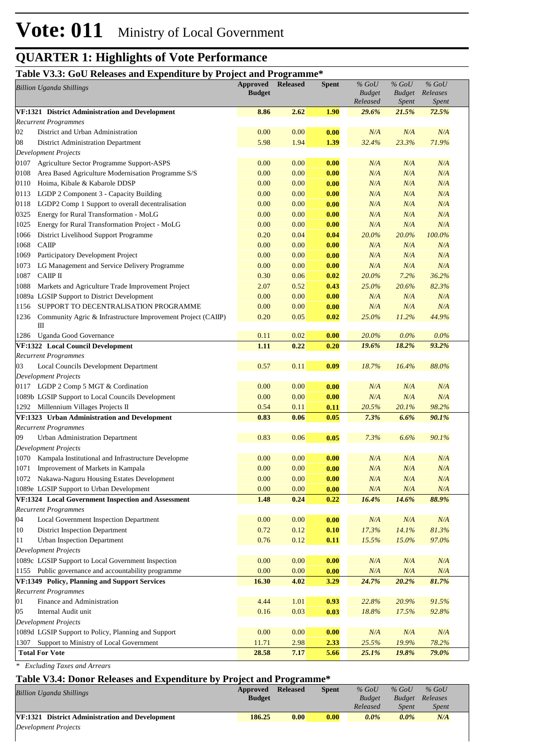# Vote: 011 Ministry of Local Government

## QUARTER 1: Highlights of Vote Performance

### Table V3.3: GoU Releases and Expenditure by Project and Programme*

| *Billion Uganda Shillings* | | Approved Budget | Released | Spent | *% GoU Budget Released* | *% GoU Budget Spent* | *% GoU Releases Spent* |
|---|---|---|---|---|---|---|---|
| **VF:1321 District Administration and Development** | | **8.86** | **2.62** | **1.90** | ***29.6%*** | ***21.5%*** | ***72.5%*** |
| *Recurrent Programmes* | | | | | | | |
| 02 | District and Urban Administration | 0.00 | 0.00 | 0.00 | *N/A* | *N/A* | *N/A* |
| 08 | District Administration Department | 5.98 | 1.94 | 1.39 | *32.4%* | *23.3%* | *71.9%* |
| *Development Projects* | | | | | | | |
| 0107 | Agriculture Sector Programme Support-ASPS | 0.00 | 0.00 | 0.00 | *N/A* | *N/A* | *N/A* |
| 0108 | Area Based Agriculture Modernisation Programme S/S | 0.00 | 0.00 | 0.00 | *N/A* | *N/A* | *N/A* |
| 0110 | Hoima, Kibale & Kabarole DDSP | 0.00 | 0.00 | 0.00 | *N/A* | *N/A* | *N/A* |
| 0113 | LGDP 2 Component 3 - Capacity Building | 0.00 | 0.00 | 0.00 | *N/A* | *N/A* | *N/A* |
| 0118 | LGDP2 Comp 1 Support to overall decentralisation | 0.00 | 0.00 | 0.00 | *N/A* | *N/A* | *N/A* |
| 0325 | Energy for Rural Transformation - MoLG | 0.00 | 0.00 | 0.00 | *N/A* | *N/A* | *N/A* |
| 1025 | Energy for Rural Transformation Project - MoLG | 0.00 | 0.00 | 0.00 | *N/A* | *N/A* | *N/A* |
| 1066 | District Livelihood Support Programme | 0.20 | 0.04 | 0.04 | *20.0%* | *20.0%* | *100.0%* |
| 1068 | CAIIP | 0.00 | 0.00 | 0.00 | *N/A* | *N/A* | *N/A* |
| 1069 | Participatory Development Project | 0.00 | 0.00 | 0.00 | *N/A* | *N/A* | *N/A* |
| 1073 | LG Management and Service Delivery Programme | 0.00 | 0.00 | 0.00 | *N/A* | *N/A* | *N/A* |
| 1087 | CAIIP II | 0.30 | 0.06 | 0.02 | *20.0%* | *7.2%* | *36.2%* |
| 1088 | Markets and Agriculture Trade Improvement Project | 2.07 | 0.52 | 0.43 | *25.0%* | *20.6%* | *82.3%* |
| 1089a | LGSIP Support to District Development | 0.00 | 0.00 | 0.00 | *N/A* | *N/A* | *N/A* |
| 1156 | SUPPORT TO DECENTRALISATION PROGRAMME | 0.00 | 0.00 | 0.00 | *N/A* | *N/A* | *N/A* |
| 1236 | Community Agric & Infrastructure Improvement Project (CAIIP) III | 0.20 | 0.05 | 0.02 | *25.0%* | *11.2%* | *44.9%* |
| 1286 | Uganda Good Governance | 0.11 | 0.02 | 0.00 | *20.0%* | *0.0%* | *0.0%* |
| **VF:1322 Local Council Development** | | **1.11** | **0.22** | **0.20** | ***19.6%*** | ***18.2%*** | ***93.2%*** |
| *Recurrent Programmes* | | | | | | | |
| 03 | Local Councils Development Department | 0.57 | 0.11 | 0.09 | *18.7%* | *16.4%* | *88.0%* |
| *Development Projects* | | | | | | | |
| 0117 | LGDP 2 Comp 5 MGT & Cordination | 0.00 | 0.00 | 0.00 | *N/A* | *N/A* | *N/A* |
| 1089b | LGSIP Support to Local Councils Development | 0.00 | 0.00 | 0.00 | *N/A* | *N/A* | *N/A* |
| 1292 | Millennium Villages Projects II | 0.54 | 0.11 | 0.11 | *20.5%* | *20.1%* | *98.2%* |
| **VF:1323 Urban Administration and Development** | | **0.83** | **0.06** | **0.05** | ***7.3%*** | ***6.6%*** | ***90.1%*** |
| *Recurrent Programmes* | | | | | | | |
| 09 | Urban Administration Department | 0.83 | 0.06 | 0.05 | *7.3%* | *6.6%* | *90.1%* |
| *Development Projects* | | | | | | | |
| 1070 | Kampala Institutional and Infrastructure Developme | 0.00 | 0.00 | 0.00 | *N/A* | *N/A* | *N/A* |
| 1071 | Improvement of Markets in Kampala | 0.00 | 0.00 | 0.00 | *N/A* | *N/A* | *N/A* |
| 1072 | Nakawa-Naguru Housing Estates Development | 0.00 | 0.00 | 0.00 | *N/A* | *N/A* | *N/A* |
| 1089e | LGSIP Support to Urban Development | 0.00 | 0.00 | 0.00 | *N/A* | *N/A* | *N/A* |
| **VF:1324 Local Government Inspection and Assessment** | | **1.48** | **0.24** | **0.22** | ***16.4%*** | ***14.6%*** | ***88.9%*** |
| *Recurrent Programmes* | | | | | | | |
| 04 | Local Government Inspection Department | 0.00 | 0.00 | 0.00 | *N/A* | *N/A* | *N/A* |
| 10 | District Inspection Department | 0.72 | 0.12 | 0.10 | *17.3%* | *14.1%* | *81.3%* |
| 11 | Urban Inspection Department | 0.76 | 0.12 | 0.11 | *15.5%* | *15.0%* | *97.0%* |
| *Development Projects* | | | | | | | |
| 1089c | LGSIP Support to Local Government Inspection | 0.00 | 0.00 | 0.00 | *N/A* | *N/A* | *N/A* |
| 1155 | Public governance and accountability programme | 0.00 | 0.00 | 0.00 | *N/A* | *N/A* | *N/A* |
| **VF:1349 Policy, Planning and Support Services** | | **16.30** | **4.02** | **3.29** | ***24.7%*** | ***20.2%*** | ***81.7%*** |
| *Recurrent Programmes* | | | | | | | |
| 01 | Finance and Administration | 4.44 | 1.01 | 0.93 | *22.8%* | *20.9%* | *91.5%* |
| 05 | Internal Audit unit | 0.16 | 0.03 | 0.03 | *18.8%* | *17.5%* | *92.8%* |
| *Development Projects* | | | | | | | |
| 1089d | LGSIP Support to Policy, Planning and Support | 0.00 | 0.00 | 0.00 | *N/A* | *N/A* | *N/A* |
| 1307 | Support to Ministry of Local Government | 11.71 | 2.98 | 2.33 | *25.5%* | *19.9%* | *78.2%* |
| **Total For Vote** | | **28.58** | **7.17** | **5.66** | ***25.1%*** | ***19.8%*** | ***79.0%*** |

*\* Excluding Taxes and Arrears*

### Table V3.4: Donor Releases and Expenditure by Project and Programme*

| *Billion Uganda Shillings* | Approved Budget | Released | Spent | *% GoU Budget Released* | *% GoU Budget Spent* | *% GoU Releases Spent* |
|---|---|---|---|---|---|---|
| **VF:1321 District Administration and Development** | **186.25** | **0.00** | **0.00** | ***0.0%*** | ***0.0%*** | ***N/A*** |
| *Development Projects* | | | | | | |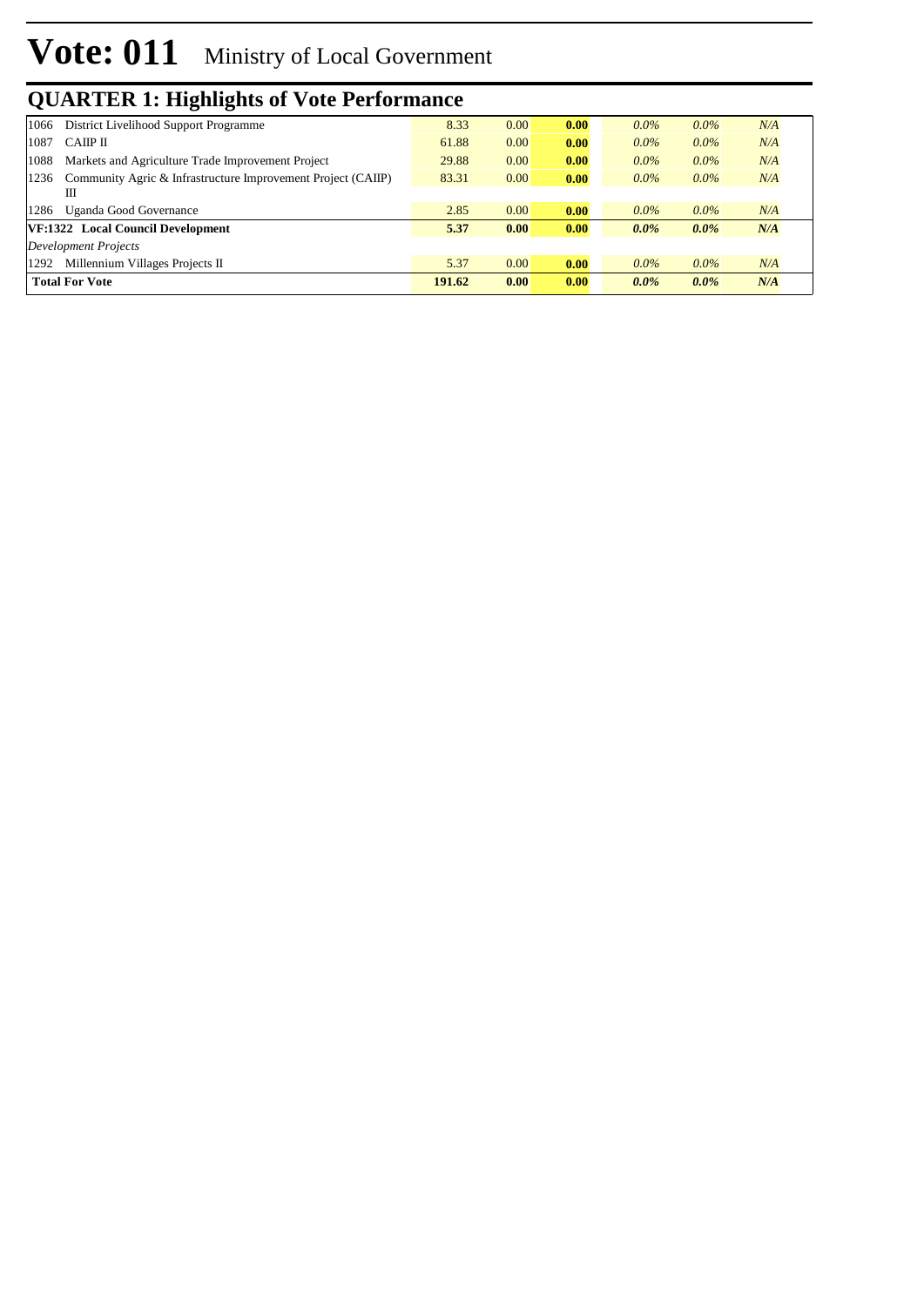# Vote: 011 Ministry of Local Government

## QUARTER 1: Highlights of Vote Performance

| | | | | | | |
|---|---|---|---|---|---|---|
| 1066 District Livelihood Support Programme | 8.33 | 0.00 | **0.00** | *0.0%* | *0.0%* | *N/A* |
| 1087 CAIIP II | 61.88 | 0.00 | **0.00** | *0.0%* | *0.0%* | *N/A* |
| 1088 Markets and Agriculture Trade Improvement Project | 29.88 | 0.00 | **0.00** | *0.0%* | *0.0%* | *N/A* |
| 1236 Community Agric & Infrastructure Improvement Project (CAIIP) III | 83.31 | 0.00 | **0.00** | *0.0%* | *0.0%* | *N/A* |
| 1286 Uganda Good Governance | 2.85 | 0.00 | **0.00** | *0.0%* | *0.0%* | *N/A* |
| **VF:1322 Local Council Development** | **5.37** | **0.00** | **0.00** | ***0.0%*** | ***0.0%*** | ***N/A*** |
| *Development Projects* | | | | | | |
| 1292 Millennium Villages Projects II | 5.37 | 0.00 | **0.00** | *0.0%* | *0.0%* | *N/A* |
| **Total For Vote** | **191.62** | **0.00** | **0.00** | ***0.0%*** | ***0.0%*** | ***N/A*** |